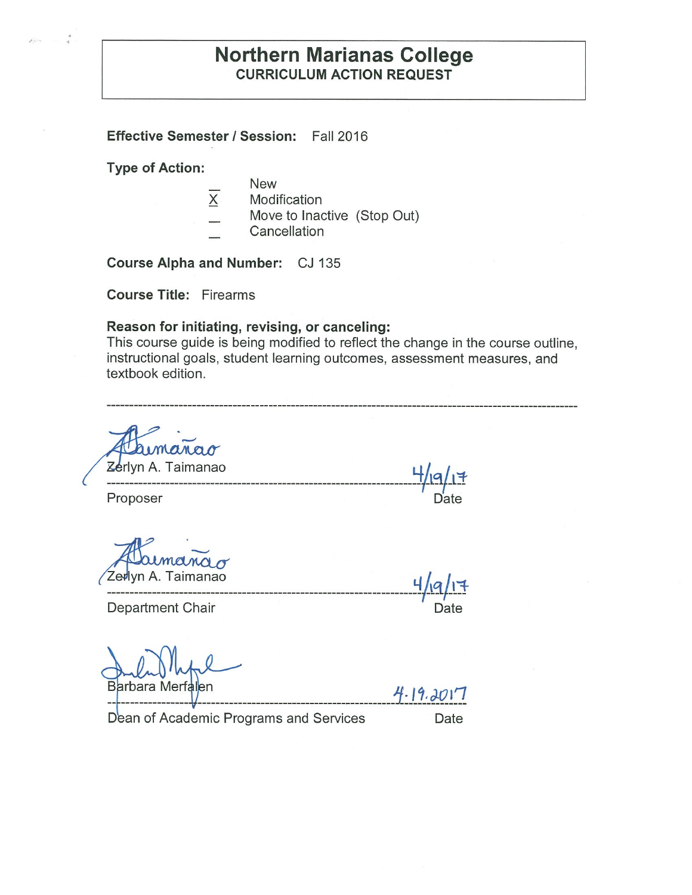# Northern Marianas College

## CURRICULUM ACTION REQUEST

**Effective Semester / Session:** Fall 2016

**Type of Action:**

- _ New
- X Modification
- _ Move to Inactive (Stop Out)
- _ Cancellation

**Course Alpha and Number:** CJ 135

**Course Title:** Firearms

**Reason for initiating, revising, or canceling:**
This course guide is being modified to reflect the change in the course outline, instructional goals, student learning outcomes, assessment measures, and textbook edition.

---

Zerlyn A. Taimanao

Proposer — Date: 4/19/17

Zerlyn A. Taimanao

Department Chair — Date: 4/19/17

Barbara Merfalen

Dean of Academic Programs and Services — Date: 4.19.2017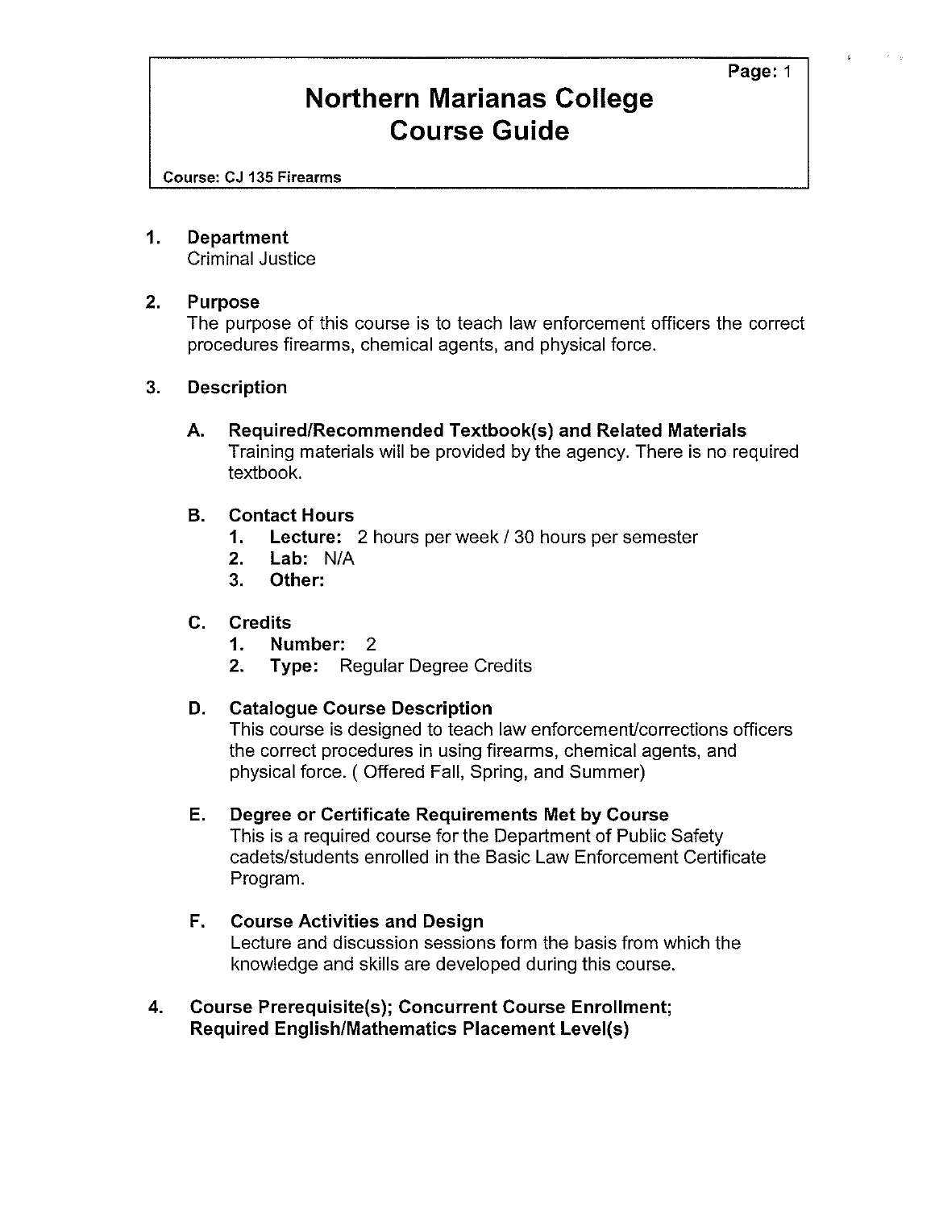# Northern Marianas College Course Guide

**Course: CJ 135 Firearms**

1. **Department**
   Criminal Justice

2. **Purpose**
   The purpose of this course is to teach law enforcement officers the correct procedures firearms, chemical agents, and physical force.

3. **Description**

   A. **Required/Recommended Textbook(s) and Related Materials**
   Training materials will be provided by the agency. There is no required textbook.

   B. **Contact Hours**
      1. **Lecture:** 2 hours per week / 30 hours per semester
      2. **Lab:** N/A
      3. **Other:**

   C. **Credits**
      1. **Number:** 2
      2. **Type:** Regular Degree Credits

   D. **Catalogue Course Description**
   This course is designed to teach law enforcement/corrections officers the correct procedures in using firearms, chemical agents, and physical force. ( Offered Fall, Spring, and Summer)

   E. **Degree or Certificate Requirements Met by Course**
   This is a required course for the Department of Public Safety cadets/students enrolled in the Basic Law Enforcement Certificate Program.

   F. **Course Activities and Design**
   Lecture and discussion sessions form the basis from which the knowledge and skills are developed during this course.

4. **Course Prerequisite(s); Concurrent Course Enrollment; Required English/Mathematics Placement Level(s)**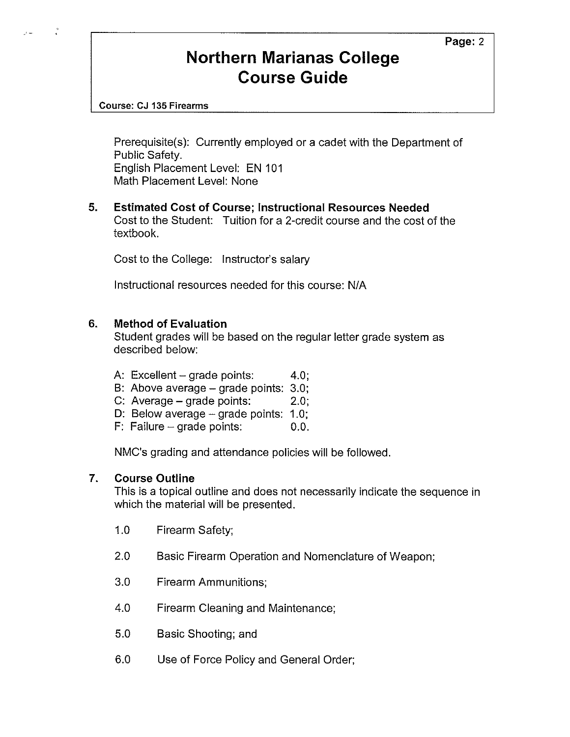Prerequisite(s): Currently employed or a cadet with the Department of Public Safety.
English Placement Level: EN 101
Math Placement Level: None

## 5. Estimated Cost of Course; Instructional Resources Needed

Cost to the Student: Tuition for a 2-credit course and the cost of the textbook.

Cost to the College: Instructor's salary

Instructional resources needed for this course: N/A

## 6. Method of Evaluation

Student grades will be based on the regular letter grade system as described below:

A: Excellent – grade points: 4.0;
B: Above average – grade points: 3.0;
C: Average – grade points: 2.0;
D: Below average – grade points: 1.0;
F: Failure – grade points: 0.0.

NMC's grading and attendance policies will be followed.

## 7. Course Outline

This is a topical outline and does not necessarily indicate the sequence in which the material will be presented.

1.0 Firearm Safety;

2.0 Basic Firearm Operation and Nomenclature of Weapon;

3.0 Firearm Ammunitions;

4.0 Firearm Cleaning and Maintenance;

5.0 Basic Shooting; and

6.0 Use of Force Policy and General Order;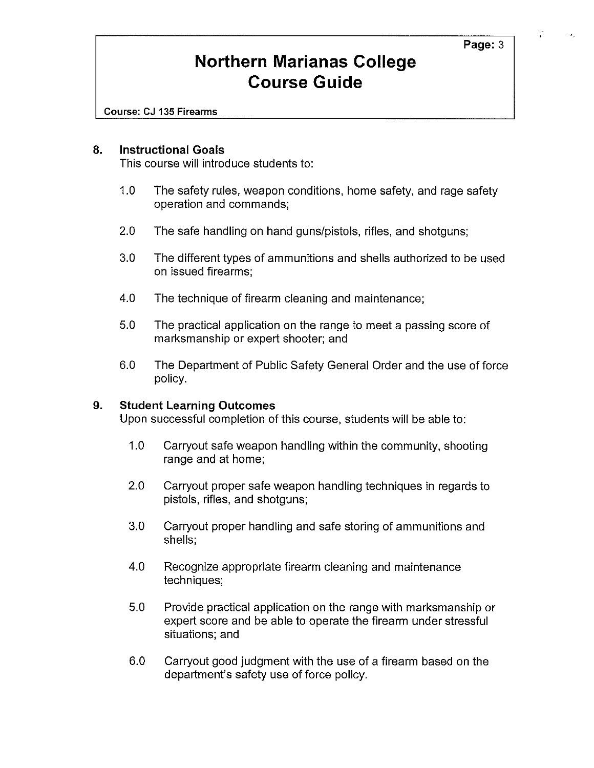## 8. Instructional Goals

This course will introduce students to:

1.0 The safety rules, weapon conditions, home safety, and rage safety operation and commands;

2.0 The safe handling on hand guns/pistols, rifles, and shotguns;

3.0 The different types of ammunitions and shells authorized to be used on issued firearms;

4.0 The technique of firearm cleaning and maintenance;

5.0 The practical application on the range to meet a passing score of marksmanship or expert shooter; and

6.0 The Department of Public Safety General Order and the use of force policy.

## 9. Student Learning Outcomes

Upon successful completion of this course, students will be able to:

1.0 Carryout safe weapon handling within the community, shooting range and at home;

2.0 Carryout proper safe weapon handling techniques in regards to pistols, rifles, and shotguns;

3.0 Carryout proper handling and safe storing of ammunitions and shells;

4.0 Recognize appropriate firearm cleaning and maintenance techniques;

5.0 Provide practical application on the range with marksmanship or expert score and be able to operate the firearm under stressful situations; and

6.0 Carryout good judgment with the use of a firearm based on the department's safety use of force policy.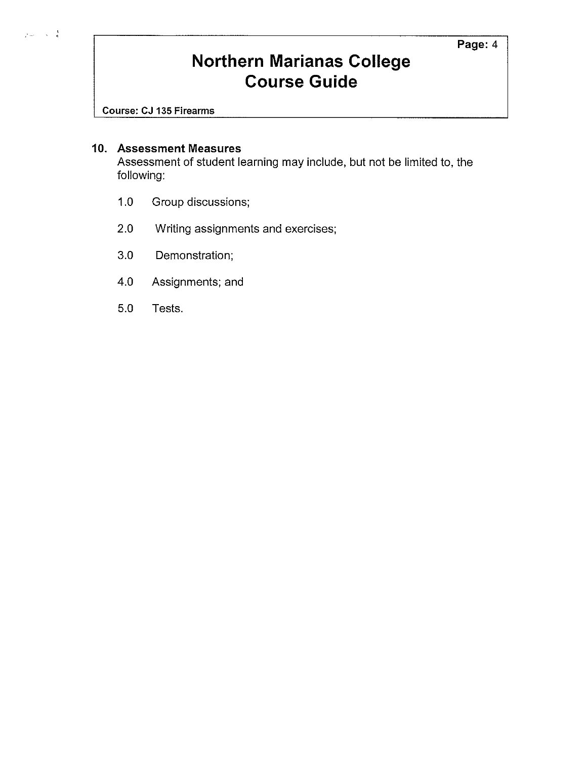## 10. Assessment Measures

Assessment of student learning may include, but not be limited to, the following:

1.0 Group discussions;

2.0 Writing assignments and exercises;

3.0 Demonstration;

4.0 Assignments; and

5.0 Tests.